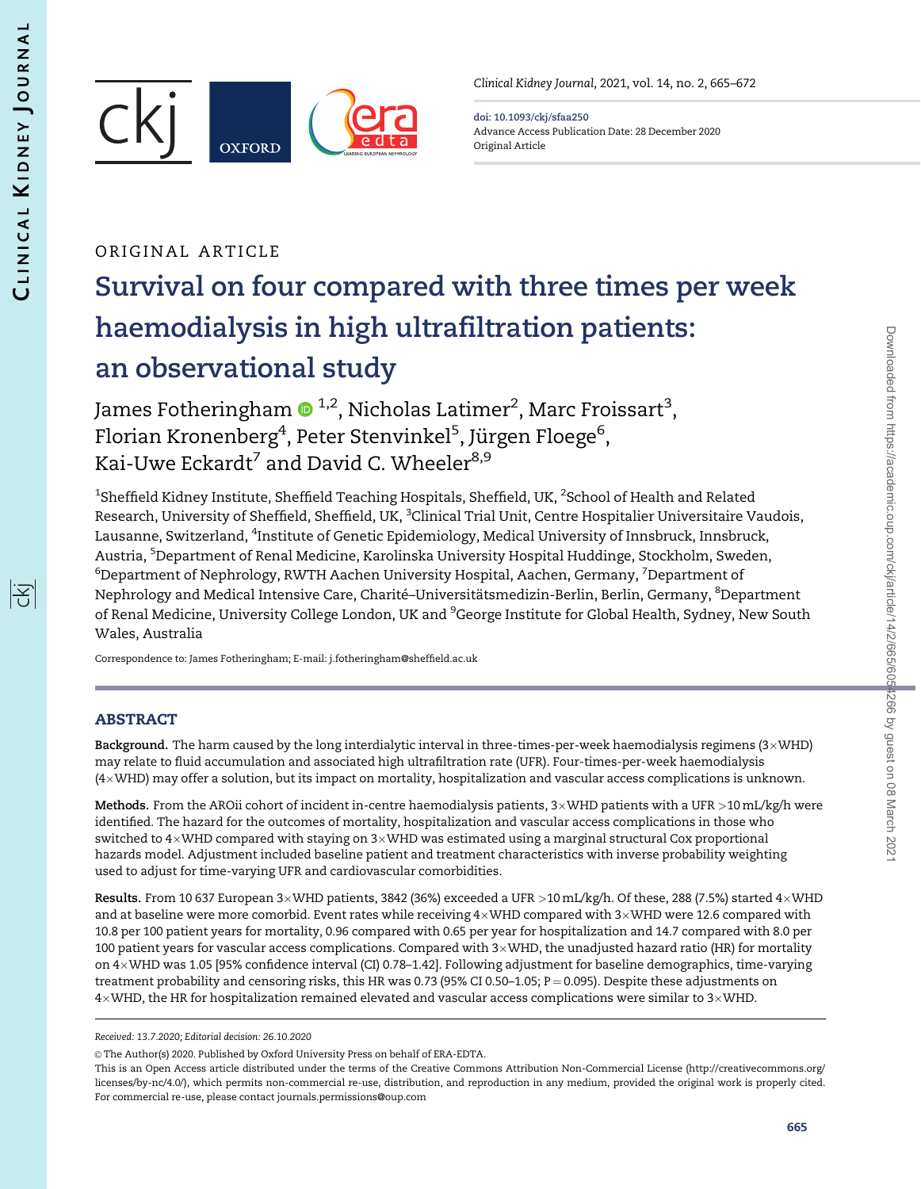ORIGINAL ARTICLE

# Survival on four compared with three times per week haemodialysis in high ultrafiltration patients: an observational study

James Fotheringham [1,2], Nicholas Latimer[2], Marc Froissart[3], Florian Kronenberg[4], Peter Stenvinkel[5], Jürgen Floege[6], Kai-Uwe Eckardt[7] and David C. Wheeler[8,9]

[1]Sheffield Kidney Institute, Sheffield Teaching Hospitals, Sheffield, UK, [2]School of Health and Related Research, University of Sheffield, Sheffield, UK, [3]Clinical Trial Unit, Centre Hospitalier Universitaire Vaudois, Lausanne, Switzerland, [4]Institute of Genetic Epidemiology, Medical University of Innsbruck, Innsbruck, Austria, [5]Department of Renal Medicine, Karolinska University Hospital Huddinge, Stockholm, Sweden, [6]Department of Nephrology, RWTH Aachen University Hospital, Aachen, Germany, [7]Department of Nephrology and Medical Intensive Care, Charité–Universitätsmedizin-Berlin, Berlin, Germany, [8]Department of Renal Medicine, University College London, UK and [9]George Institute for Global Health, Sydney, New South Wales, Australia

Correspondence to: James Fotheringham; E-mail: j.fotheringham@sheffield.ac.uk

## ABSTRACT

**Background.** The harm caused by the long interdialytic interval in three-times-per-week haemodialysis regimens (3×WHD) may relate to fluid accumulation and associated high ultrafiltration rate (UFR). Four-times-per-week haemodialysis (4×WHD) may offer a solution, but its impact on mortality, hospitalization and vascular access complications is unknown.

**Methods.** From the AROii cohort of incident in-centre haemodialysis patients, 3×WHD patients with a UFR >10 mL/kg/h were identified. The hazard for the outcomes of mortality, hospitalization and vascular access complications in those who switched to 4×WHD compared with staying on 3×WHD was estimated using a marginal structural Cox proportional hazards model. Adjustment included baseline patient and treatment characteristics with inverse probability weighting used to adjust for time-varying UFR and cardiovascular comorbidities.

**Results.** From 10 637 European 3×WHD patients, 3842 (36%) exceeded a UFR >10 mL/kg/h. Of these, 288 (7.5%) started 4×WHD and at baseline were more comorbid. Event rates while receiving 4×WHD compared with 3×WHD were 12.6 compared with 10.8 per 100 patient years for mortality, 0.96 compared with 0.65 per year for hospitalization and 14.7 compared with 8.0 per 100 patient years for vascular access complications. Compared with 3×WHD, the unadjusted hazard ratio (HR) for mortality on 4×WHD was 1.05 [95% confidence interval (CI) 0.78–1.42]. Following adjustment for baseline demographics, time-varying treatment probability and censoring risks, this HR was 0.73 (95% CI 0.50–1.05; P = 0.095). Despite these adjustments on 4×WHD, the HR for hospitalization remained elevated and vascular access complications were similar to 3×WHD.

*Received: 13.7.2020; Editorial decision: 26.10.2020*

© The Author(s) 2020. Published by Oxford University Press on behalf of ERA-EDTA.

This is an Open Access article distributed under the terms of the Creative Commons Attribution Non-Commercial License (http://creativecommons.org/licenses/by-nc/4.0/), which permits non-commercial re-use, distribution, and reproduction in any medium, provided the original work is properly cited. For commercial re-use, please contact journals.permissions@oup.com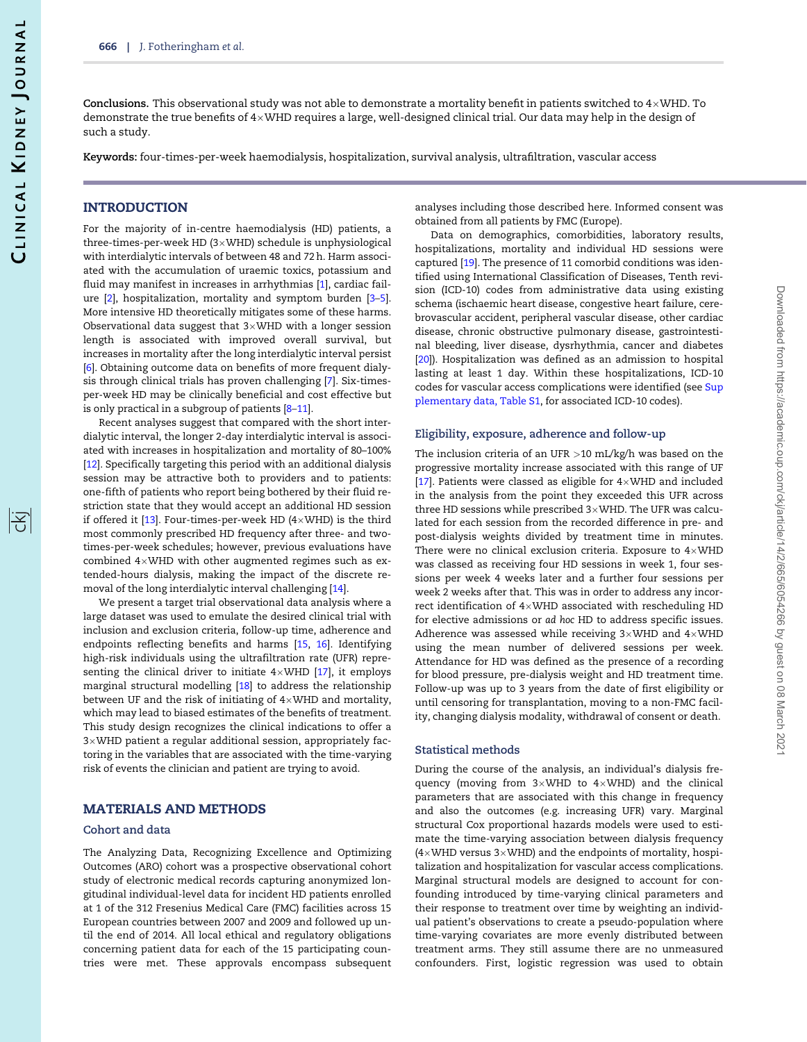**Conclusions.** This observational study was not able to demonstrate a mortality benefit in patients switched to 4×WHD. To demonstrate the true benefits of 4×WHD requires a large, well-designed clinical trial. Our data may help in the design of such a study.

**Keywords:** four-times-per-week haemodialysis, hospitalization, survival analysis, ultrafiltration, vascular access

## INTRODUCTION

For the majority of in-centre haemodialysis (HD) patients, a three-times-per-week HD (3×WHD) schedule is unphysiological with interdialytic intervals of between 48 and 72 h. Harm associated with the accumulation of uraemic toxics, potassium and fluid may manifest in increases in arrhythmias [1], cardiac failure [2], hospitalization, mortality and symptom burden [3–5]. More intensive HD theoretically mitigates some of these harms. Observational data suggest that 3×WHD with a longer session length is associated with improved overall survival, but increases in mortality after the long interdialytic interval persist [6]. Obtaining outcome data on benefits of more frequent dialysis through clinical trials has proven challenging [7]. Six-times-per-week HD may be clinically beneficial and cost effective but is only practical in a subgroup of patients [8–11].

Recent analyses suggest that compared with the short interdialytic interval, the longer 2-day interdialytic interval is associated with increases in hospitalization and mortality of 80–100% [12]. Specifically targeting this period with an additional dialysis session may be attractive both to providers and to patients: one-fifth of patients who report being bothered by their fluid restriction state that they would accept an additional HD session if offered it [13]. Four-times-per-week HD (4×WHD) is the third most commonly prescribed HD frequency after three- and two-times-per-week schedules; however, previous evaluations have combined 4×WHD with other augmented regimes such as extended-hours dialysis, making the impact of the discrete removal of the long interdialytic interval challenging [14].

We present a target trial observational data analysis where a large dataset was used to emulate the desired clinical trial with inclusion and exclusion criteria, follow-up time, adherence and endpoints reflecting benefits and harms [15, 16]. Identifying high-risk individuals using the ultrafiltration rate (UFR) representing the clinical driver to initiate 4×WHD [17], it employs marginal structural modelling [18] to address the relationship between UF and the risk of initiating of 4×WHD and mortality, which may lead to biased estimates of the benefits of treatment. This study design recognizes the clinical indications to offer a 3×WHD patient a regular additional session, appropriately factoring in the variables that are associated with the time-varying risk of events the clinician and patient are trying to avoid.

## MATERIALS AND METHODS

### Cohort and data

The Analyzing Data, Recognizing Excellence and Optimizing Outcomes (ARO) cohort was a prospective observational cohort study of electronic medical records capturing anonymized longitudinal individual-level data for incident HD patients enrolled at 1 of the 312 Fresenius Medical Care (FMC) facilities across 15 European countries between 2007 and 2009 and followed up until the end of 2014. All local ethical and regulatory obligations concerning patient data for each of the 15 participating countries were met. These approvals encompass subsequent analyses including those described here. Informed consent was obtained from all patients by FMC (Europe).

Data on demographics, comorbidities, laboratory results, hospitalizations, mortality and individual HD sessions were captured [19]. The presence of 11 comorbid conditions was identified using International Classification of Diseases, Tenth revision (ICD-10) codes from administrative data using existing schema (ischaemic heart disease, congestive heart failure, cerebrovascular accident, peripheral vascular disease, other cardiac disease, chronic obstructive pulmonary disease, gastrointestinal bleeding, liver disease, dysrhythmia, cancer and diabetes [20]). Hospitalization was defined as an admission to hospital lasting at least 1 day. Within these hospitalizations, ICD-10 codes for vascular access complications were identified (see Supplementary data, Table S1, for associated ICD-10 codes).

### Eligibility, exposure, adherence and follow-up

The inclusion criteria of an UFR >10 mL/kg/h was based on the progressive mortality increase associated with this range of UF [17]. Patients were classed as eligible for 4×WHD and included in the analysis from the point they exceeded this UFR across three HD sessions while prescribed 3×WHD. The UFR was calculated for each session from the recorded difference in pre- and post-dialysis weights divided by treatment time in minutes. There were no clinical exclusion criteria. Exposure to 4×WHD was classed as receiving four HD sessions in week 1, four sessions per week 4 weeks later and a further four sessions per week 2 weeks after that. This was in order to address any incorrect identification of 4×WHD associated with rescheduling HD for elective admissions or *ad hoc* HD to address specific issues. Adherence was assessed while receiving 3×WHD and 4×WHD using the mean number of delivered sessions per week. Attendance for HD was defined as the presence of a recording for blood pressure, pre-dialysis weight and HD treatment time. Follow-up was up to 3 years from the date of first eligibility or until censoring for transplantation, moving to a non-FMC facility, changing dialysis modality, withdrawal of consent or death.

### Statistical methods

During the course of the analysis, an individual's dialysis frequency (moving from 3×WHD to 4×WHD) and the clinical parameters that are associated with this change in frequency and also the outcomes (e.g. increasing UFR) vary. Marginal structural Cox proportional hazards models were used to estimate the time-varying association between dialysis frequency (4×WHD versus 3×WHD) and the endpoints of mortality, hospitalization and hospitalization for vascular access complications. Marginal structural models are designed to account for confounding introduced by time-varying clinical parameters and their response to treatment over time by weighting an individual patient's observations to create a pseudo-population where time-varying covariates are more evenly distributed between treatment arms. They still assume there are no unmeasured confounders. First, logistic regression was used to obtain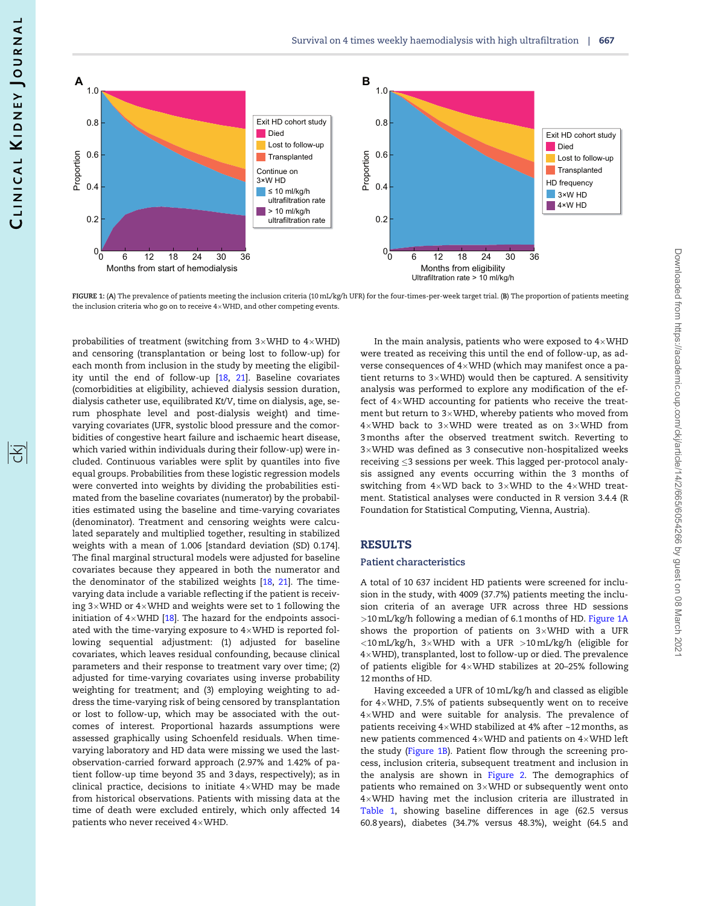FIGURE 1: (A) The prevalence of patients meeting the inclusion criteria (10 mL/kg/h UFR) for the four-times-per-week target trial. (B) The proportion of patients meeting the inclusion criteria who go on to receive 4×WHD, and other competing events.

probabilities of treatment (switching from 3×WHD to 4×WHD) and censoring (transplantation or being lost to follow-up) for each month from inclusion in the study by meeting the eligibility until the end of follow-up [18, 21]. Baseline covariates (comorbidities at eligibility, achieved dialysis session duration, dialysis catheter use, equilibrated *Kt/V*, time on dialysis, age, serum phosphate level and post-dialysis weight) and time-varying covariates (UFR, systolic blood pressure and the comorbidities of congestive heart failure and ischaemic heart disease, which varied within individuals during their follow-up) were included. Continuous variables were split by quantiles into five equal groups. Probabilities from these logistic regression models were converted into weights by dividing the probabilities estimated from the baseline covariates (numerator) by the probabilities estimated using the baseline and time-varying covariates (denominator). Treatment and censoring weights were calculated separately and multiplied together, resulting in stabilized weights with a mean of 1.006 [standard deviation (SD) 0.174]. The final marginal structural models were adjusted for baseline covariates because they appeared in both the numerator and the denominator of the stabilized weights [18, 21]. The time-varying data include a variable reflecting if the patient is receiving 3×WHD or 4×WHD and weights were set to 1 following the initiation of 4×WHD [18]. The hazard for the endpoints associated with the time-varying exposure to 4×WHD is reported following sequential adjustment: (1) adjusted for baseline covariates, which leaves residual confounding, because clinical parameters and their response to treatment vary over time; (2) adjusted for time-varying covariates using inverse probability weighting for treatment; and (3) employing weighting to address the time-varying risk of being censored by transplantation or lost to follow-up, which may be associated with the outcomes of interest. Proportional hazards assumptions were assessed graphically using Schoenfeld residuals. When time-varying laboratory and HD data were missing we used the last-observation-carried forward approach (2.97% and 1.42% of patient follow-up time beyond 35 and 3 days, respectively); as in clinical practice, decisions to initiate 4×WHD may be made from historical observations. Patients with missing data at the time of death were excluded entirely, which only affected 14 patients who never received 4×WHD.

In the main analysis, patients who were exposed to 4×WHD were treated as receiving this until the end of follow-up, as adverse consequences of 4×WHD (which may manifest once a patient returns to 3×WHD) would then be captured. A sensitivity analysis was performed to explore any modification of the effect of 4×WHD accounting for patients who receive the treatment but return to 3×WHD, whereby patients who moved from 4×WHD back to 3×WHD were treated as on 3×WHD from 3 months after the observed treatment switch. Reverting to 3×WHD was defined as 3 consecutive non-hospitalized weeks receiving ≤3 sessions per week. This lagged per-protocol analysis assigned any events occurring within the 3 months of switching from 4×WD back to 3×WHD to the 4×WHD treatment. Statistical analyses were conducted in R version 3.4.4 (R Foundation for Statistical Computing, Vienna, Austria).

## RESULTS

### Patient characteristics

A total of 10 637 incident HD patients were screened for inclusion in the study, with 4009 (37.7%) patients meeting the inclusion criteria of an average UFR across three HD sessions >10 mL/kg/h following a median of 6.1 months of HD. Figure 1A shows the proportion of patients on 3×WHD with a UFR <10 mL/kg/h, 3×WHD with a UFR >10 mL/kg/h (eligible for 4×WHD), transplanted, lost to follow-up or died. The prevalence of patients eligible for 4×WHD stabilizes at 20–25% following 12 months of HD.

Having exceeded a UFR of 10 mL/kg/h and classed as eligible for 4×WHD, 7.5% of patients subsequently went on to receive 4×WHD and were suitable for analysis. The proportion of patients receiving 4×WHD stabilized at 4% after ~12 months, as new patients commenced 4×WHD and patients on 4×WHD left the study (Figure 1B). Patient flow through the screening process, inclusion criteria, subsequent treatment and inclusion in the analysis are shown in Figure 2. The demographics of patients who remained on 3×WHD or subsequently went onto 4×WHD having met the inclusion criteria are illustrated in Table 1, showing baseline differences in age (62.5 versus 60.8 years), diabetes (34.7% versus 48.3%), weight (64.5 and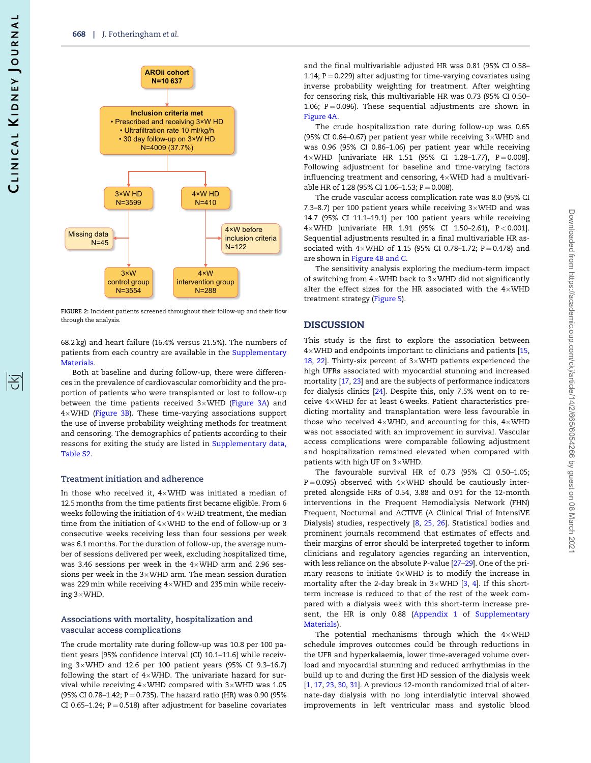AROii cohort
N=10 637

Inclusion criteria met
• Prescribed and receiving 3×W HD
• Ultrafiltration rate 10 ml/kg/h
• 30 day follow-up on 3×W HD
N=4009 (37.7%)

3×W HD
N=3599

4×W HD
N=410

Missing data
N=45

4×W before inclusion criteria
N=122

3×W control group
N=3554

4×W intervention group
N=288

FIGURE 2: Incident patients screened throughout their follow-up and their flow through the analysis.

68.2 kg) and heart failure (16.4% versus 21.5%). The numbers of patients from each country are available in the Supplementary Materials.

Both at baseline and during follow-up, there were differences in the prevalence of cardiovascular comorbidity and the proportion of patients who were transplanted or lost to follow-up between the time patients received 3×WHD (Figure 3A) and 4×WHD (Figure 3B). These time-varying associations support the use of inverse probability weighting methods for treatment and censoring. The demographics of patients according to their reasons for exiting the study are listed in Supplementary data, Table S2.

### Treatment initiation and adherence

In those who received it, 4×WHD was initiated a median of 12.5 months from the time patients first became eligible. From 6 weeks following the initiation of 4×WHD treatment, the median time from the initiation of 4×WHD to the end of follow-up or 3 consecutive weeks receiving less than four sessions per week was 6.1 months. For the duration of follow-up, the average number of sessions delivered per week, excluding hospitalized time, was 3.46 sessions per week in the 4×WHD arm and 2.96 sessions per week in the 3×WHD arm. The mean session duration was 229 min while receiving 4×WHD and 235 min while receiving 3×WHD.

### Associations with mortality, hospitalization and vascular access complications

The crude mortality rate during follow-up was 10.8 per 100 patient years [95% confidence interval (CI) 10.1–11.6] while receiving 3×WHD and 12.6 per 100 patient years (95% CI 9.3–16.7) following the start of 4×WHD. The univariate hazard for survival while receiving 4×WHD compared with 3×WHD was 1.05 (95% CI 0.78–1.42; P = 0.735). The hazard ratio (HR) was 0.90 (95% CI 0.65–1.24; P = 0.518) after adjustment for baseline covariates and the final multivariable adjusted HR was 0.81 (95% CI 0.58–1.14; P = 0.229) after adjusting for time-varying covariates using inverse probability weighting for treatment. After weighting for censoring risk, this multivariable HR was 0.73 (95% CI 0.50–1.06; P = 0.096). These sequential adjustments are shown in Figure 4A.

The crude hospitalization rate during follow-up was 0.65 (95% CI 0.64–0.67) per patient year while receiving 3×WHD and was 0.96 (95% CI 0.86–1.06) per patient year while receiving 4×WHD [univariate HR 1.51 (95% CI 1.28–1.77), P = 0.008]. Following adjustment for baseline and time-varying factors influencing treatment and censoring, 4×WHD had a multivariable HR of 1.28 (95% CI 1.06–1.53; P = 0.008).

The crude vascular access complication rate was 8.0 (95% CI 7.3–8.7) per 100 patient years while receiving 3×WHD and was 14.7 (95% CI 11.1–19.1) per 100 patient years while receiving 4×WHD [univariate HR 1.91 (95% CI 1.50–2.61), P < 0.001]. Sequential adjustments resulted in a final multivariable HR associated with 4×WHD of 1.15 (95% CI 0.78–1.72; P = 0.478) and are shown in Figure 4B and C.

The sensitivity analysis exploring the medium-term impact of switching from 4×WHD back to 3×WHD did not significantly alter the effect sizes for the HR associated with the 4×WHD treatment strategy (Figure 5).

## DISCUSSION

This study is the first to explore the association between 4×WHD and endpoints important to clinicians and patients [15, 18, 22]. Thirty-six percent of 3×WHD patients experienced the high UFRs associated with myocardial stunning and increased mortality [17, 23] and are the subjects of performance indicators for dialysis clinics [24]. Despite this, only 7.5% went on to receive 4×WHD for at least 6 weeks. Patient characteristics predicting mortality and transplantation were less favourable in those who received 4×WHD, and accounting for this, 4×WHD was not associated with an improvement in survival. Vascular access complications were comparable following adjustment and hospitalization remained elevated when compared with patients with high UF on 3×WHD.

The favourable survival HR of 0.73 (95% CI 0.50–1.05; P = 0.095) observed with 4×WHD should be cautiously interpreted alongside HRs of 0.54, 3.88 and 0.91 for the 12-month interventions in the Frequent Hemodialysis Network (FHN) Frequent, Nocturnal and ACTIVE (A Clinical Trial of IntensiVE Dialysis) studies, respectively [8, 25, 26]. Statistical bodies and prominent journals recommend that estimates of effects and their margins of error should be interpreted together to inform clinicians and regulatory agencies regarding an intervention, with less reliance on the absolute P-value [27–29]. One of the primary reasons to initiate 4×WHD is to modify the increase in mortality after the 2-day break in 3×WHD [3, 4]. If this short-term increase is reduced to that of the rest of the week compared with a dialysis week with this short-term increase present, the HR is only 0.88 (Appendix 1 of Supplementary Materials).

The potential mechanisms through which the 4×WHD schedule improves outcomes could be through reductions in the UFR and hyperkalaemia, lower time-averaged volume overload and myocardial stunning and reduced arrhythmias in the build up to and during the first HD session of the dialysis week [1, 17, 23, 30, 31]. A previous 12-month randomized trial of alternate-day dialysis with no long interdialytic interval showed improvements in left ventricular mass and systolic blood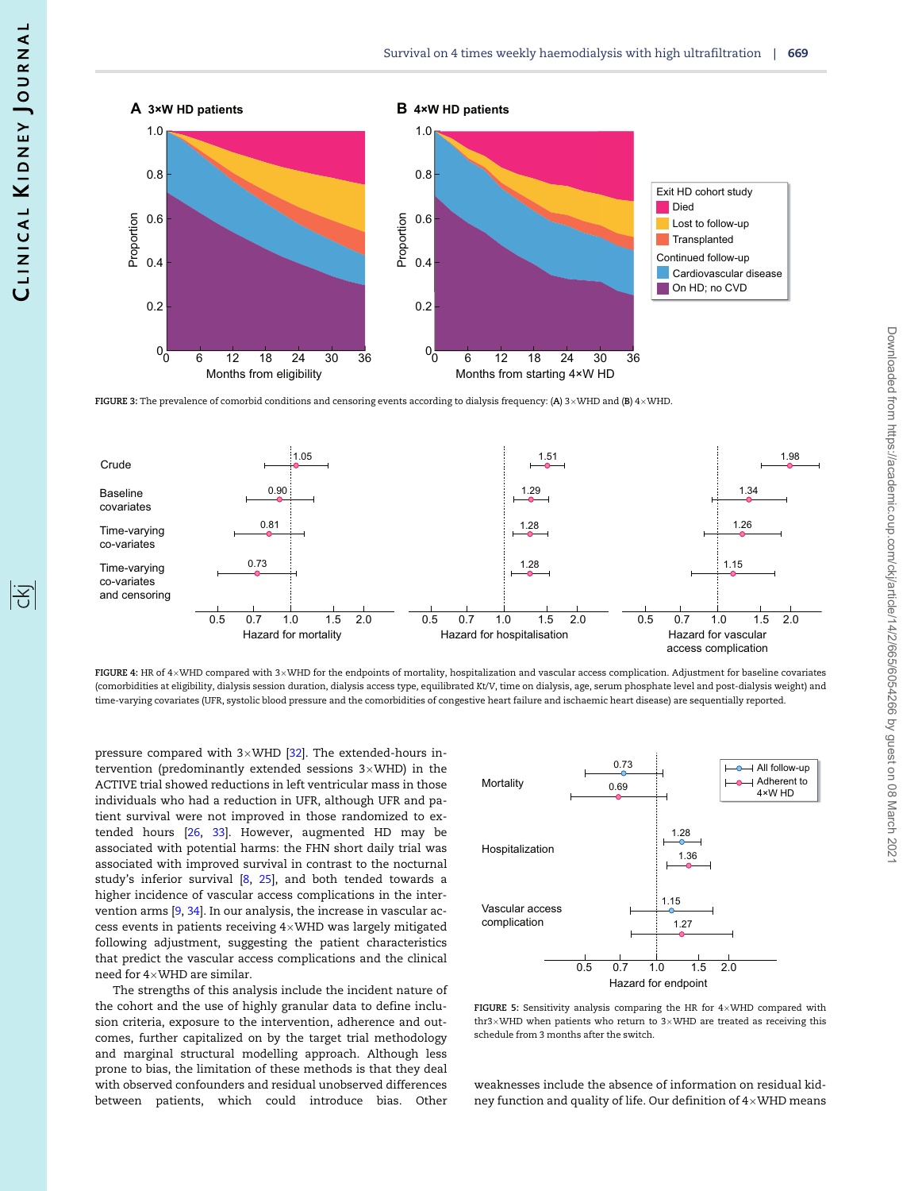FIGURE 3: The prevalence of comorbid conditions and censoring events according to dialysis frequency: (A) 3×WHD and (B) 4×WHD.

FIGURE 4: HR of 4×WHD compared with 3×WHD for the endpoints of mortality, hospitalization and vascular access complication. Adjustment for baseline covariates (comorbidities at eligibility, dialysis session duration, dialysis access type, equilibrated Kt/V, time on dialysis, age, serum phosphate level and post-dialysis weight) and time-varying covariates (UFR, systolic blood pressure and the comorbidities of congestive heart failure and ischaemic heart disease) are sequentially reported.

pressure compared with 3×WHD [32]. The extended-hours intervention (predominantly extended sessions 3×WHD) in the ACTIVE trial showed reductions in left ventricular mass in those individuals who had a reduction in UFR, although UFR and patient survival were not improved in those randomized to extended hours [26, 33]. However, augmented HD may be associated with potential harms: the FHN short daily trial was associated with improved survival in contrast to the nocturnal study's inferior survival [8, 25], and both tended towards a higher incidence of vascular access complications in the intervention arms [9, 34]. In our analysis, the increase in vascular access events in patients receiving 4×WHD was largely mitigated following adjustment, suggesting the patient characteristics that predict the vascular access complications and the clinical need for 4×WHD are similar.

The strengths of this analysis include the incident nature of the cohort and the use of highly granular data to define inclusion criteria, exposure to the intervention, adherence and outcomes, further capitalized on by the target trial methodology and marginal structural modelling approach. Although less prone to bias, the limitation of these methods is that they deal with observed confounders and residual unobserved differences between patients, which could introduce bias. Other

FIGURE 5: Sensitivity analysis comparing the HR for 4×WHD compared with thr3×WHD when patients who return to 3×WHD are treated as receiving this schedule from 3 months after the switch.

weaknesses include the absence of information on residual kidney function and quality of life. Our definition of 4×WHD means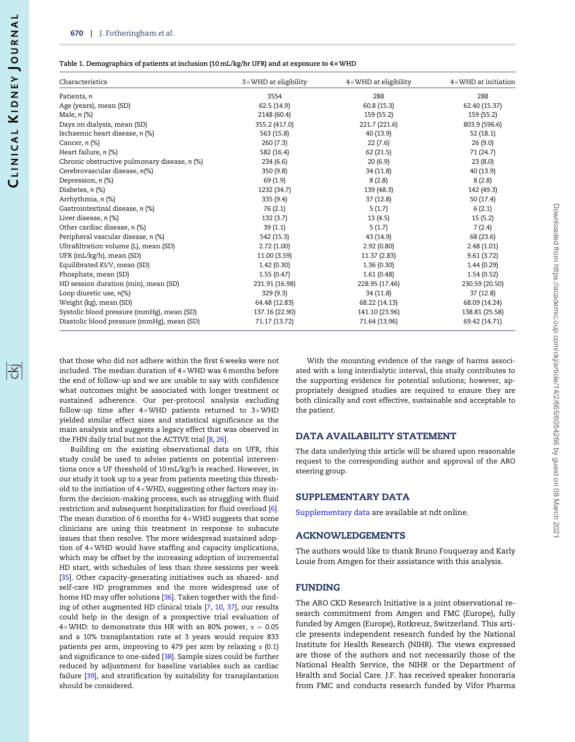Table 1. Demographics of patients at inclusion (10 mL/kg/hr UFR) and at exposure to 4×WHD

| Characteristics | 3×WHD at eligibility | 4×WHD at eligibility | 4×WHD at initiation |
|---|---|---|---|
| Patients, *n* | 3554 | 288 | 288 |
| Age (years), mean (SD) | 62.5 (14.9) | 60.8 (15.3) | 62.40 (15.37) |
| Male, *n* (%) | 2148 (60.4) | 159 (55.2) | 159 (55.2) |
| Days on dialysis, mean (SD) | 355.2 (417.0) | 221.7 (221.6) | 803.9 (596.6) |
| Ischaemic heart disease, *n* (%) | 563 (15.8) | 40 (13.9) | 52 (18.1) |
| Cancer, *n* (%) | 260 (7.3) | 22 (7.6) | 26 (9.0) |
| Heart failure, *n* (%) | 582 (16.4) | 62 (21.5) | 71 (24.7) |
| Chronic obstructive pulmonary disease, *n* (%) | 234 (6.6) | 20 (6.9) | 23 (8.0) |
| Cerebrovascular disease, *n*(%) | 350 (9.8) | 34 (11.8) | 40 (13.9) |
| Depression, *n* (%) | 69 (1.9) | 8 (2.8) | 8 (2.8) |
| Diabetes, *n* (%) | 1232 (34.7) | 139 (48.3) | 142 (49.3) |
| Arrhythmia, *n* (%) | 335 (9.4) | 37 (12.8) | 50 (17.4) |
| Gastrointestinal disease, *n* (%) | 76 (2.1) | 5 (1.7) | 6 (2.1) |
| Liver disease, *n* (%) | 132 (3.7) | 13 (4.5) | 15 (5.2) |
| Other cardiac disease, *n* (%) | 39 (1.1) | 5 (1.7) | 7 (2.4) |
| Peripheral vascular disease, *n* (%) | 542 (15.3) | 43 (14.9) | 68 (23.6) |
| Ultrafiltration volume (L), mean (SD) | 2.72 (1.00) | 2.92 (0.80) | 2.48 (1.01) |
| UFR (mL/kg/h), mean (SD) | 11.00 (3.59) | 11.37 (2.83) | 9.61 (3.72) |
| Equilibrated *Kt/V*, mean (SD) | 1.42 (0.30) | 1.36 (0.30) | 1.44 (0.29) |
| Phosphate, mean (SD) | 1.55 (0.47) | 1.61 (0.48) | 1.54 (0.52) |
| HD session duration (min), mean (SD) | 231.91 (16.98) | 228.95 (17.46) | 230.59 (20.50) |
| Loop diuretic use, *n*(%) | 329 (9.3) | 34 (11.8) | 37 (12.8) |
| Weight (kg), mean (SD) | 64.48 (12.83) | 68.22 (14.13) | 68.09 (14.24) |
| Systolic blood pressure (mmHg), mean (SD) | 137.16 (22.90) | 141.10 (23.96) | 138.81 (25.58) |
| Diastolic blood pressure (mmHg), mean (SD) | 71.17 (13.72) | 71.64 (13.96) | 69.42 (14.71) |

that those who did not adhere within the first 6 weeks were not included. The median duration of 4×WHD was 6 months before the end of follow-up and we are unable to say with confidence what outcomes might be associated with longer treatment or sustained adherence. Our per-protocol analysis excluding follow-up time after 4×WHD patients returned to 3×WHD yielded similar effect sizes and statistical significance as the main analysis and suggests a legacy effect that was observed in the FHN daily trial but not the ACTIVE trial [8, 26].

Building on the existing observational data on UFR, this study could be used to advise patients on potential interventions once a UF threshold of 10 mL/kg/h is reached. However, in our study it took up to a year from patients meeting this threshold to the initiation of 4×WHD, suggesting other factors may inform the decision-making process, such as struggling with fluid restriction and subsequent hospitalization for fluid overload [6]. The mean duration of 6 months for 4×WHD suggests that some clinicians are using this treatment in response to subacute issues that then resolve. The more widespread sustained adoption of 4×WHD would have staffing and capacity implications, which may be offset by the increasing adoption of incremental HD start, with schedules of less than three sessions per week [35]. Other capacity-generating initiatives such as shared- and self-care HD programmes and the more widespread use of home HD may offer solutions [36]. Taken together with the finding of other augmented HD clinical trials [7, 10, 37], our results could help in the design of a prospective trial evaluation of 4×WHD: to demonstrate this HR with an 80% power, $\alpha = 0.05$ and a 10% transplantation rate at 3 years would require 833 patients per arm, improving to 479 per arm by relaxing $\alpha$ (0.1) and significance to one-sided [38]. Sample sizes could be further reduced by adjustment for baseline variables such as cardiac failure [39], and stratification by suitability for transplantation should be considered.

With the mounting evidence of the range of harms associated with a long interdialytic interval, this study contributes to the supporting evidence for potential solutions; however, appropriately designed studies are required to ensure they are both clinically and cost effective, sustainable and acceptable to the patient.

## DATA AVAILABILITY STATEMENT

The data underlying this article will be shared upon reasonable request to the corresponding author and approval of the ARO steering group.

## SUPPLEMENTARY DATA

Supplementary data are available at ndt online.

## ACKNOWLEDGEMENTS

The authors would like to thank Bruno Fouqueray and Karly Louie from Amgen for their assistance with this analysis.

## FUNDING

The ARO CKD Research Initiative is a joint observational research commitment from Amgen and FMC (Europe), fully funded by Amgen (Europe), Rotkreuz, Switzerland. This article presents independent research funded by the National Institute for Health Research (NIHR). The views expressed are those of the authors and not necessarily those of the National Health Service, the NIHR or the Department of Health and Social Care. J.F. has received speaker honoraria from FMC and conducts research funded by Vifor Pharma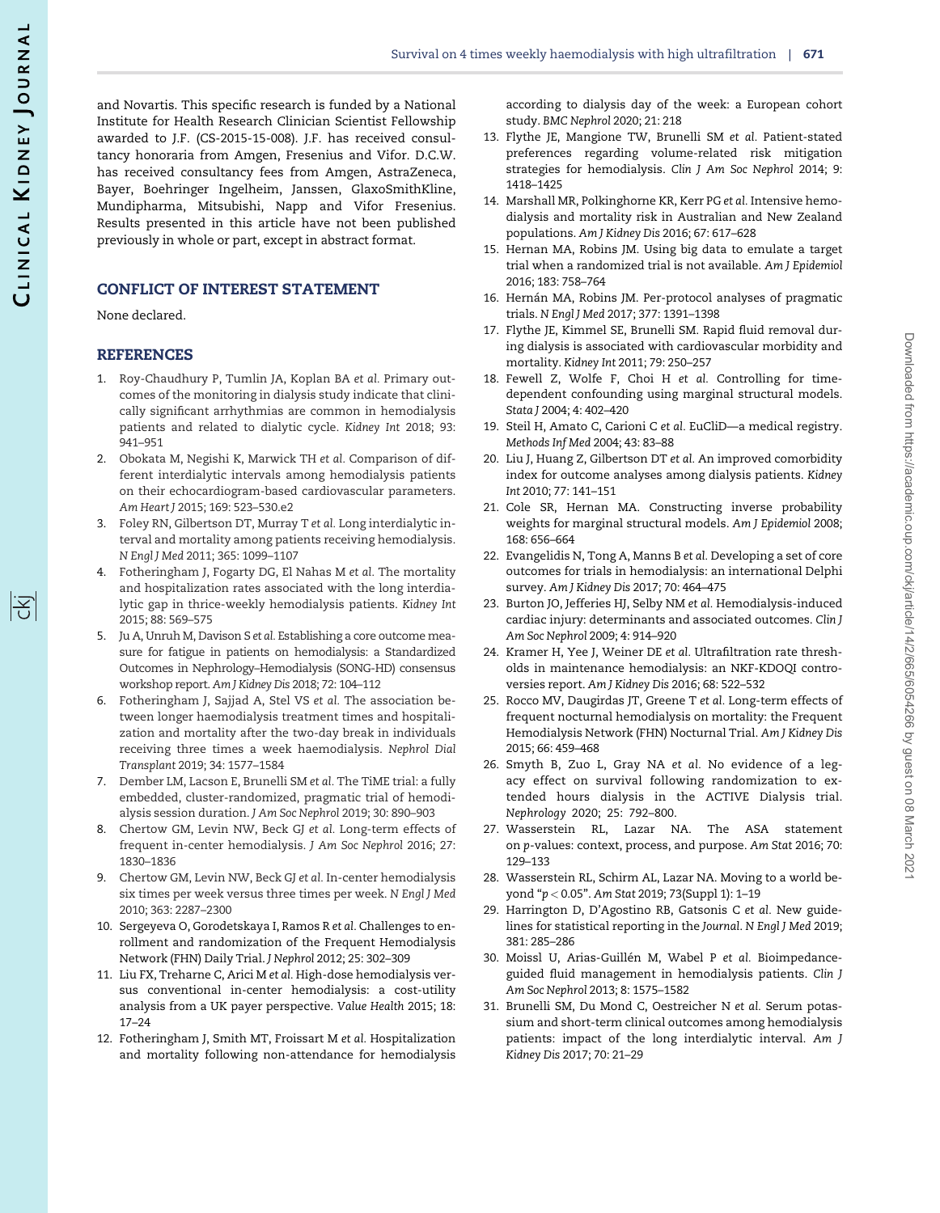and Novartis. This specific research is funded by a National Institute for Health Research Clinician Scientist Fellowship awarded to J.F. (CS-2015-15-008). J.F. has received consultancy honoraria from Amgen, Fresenius and Vifor. D.C.W. has received consultancy fees from Amgen, AstraZeneca, Bayer, Boehringer Ingelheim, Janssen, GlaxoSmithKline, Mundipharma, Mitsubishi, Napp and Vifor Fresenius. Results presented in this article have not been published previously in whole or part, except in abstract format.

## CONFLICT OF INTEREST STATEMENT

None declared.

## REFERENCES

1. Roy-Chaudhury P, Tumlin JA, Koplan BA *et al.* Primary outcomes of the monitoring in dialysis study indicate that clinically significant arrhythmias are common in hemodialysis patients and related to dialytic cycle. *Kidney Int* 2018; 93: 941–951
2. Obokata M, Negishi K, Marwick TH *et al.* Comparison of different interdialytic intervals among hemodialysis patients on their echocardiogram-based cardiovascular parameters. *Am Heart J* 2015; 169: 523–530.e2
3. Foley RN, Gilbertson DT, Murray T *et al.* Long interdialytic interval and mortality among patients receiving hemodialysis. *N Engl J Med* 2011; 365: 1099–1107
4. Fotheringham J, Fogarty DG, El Nahas M *et al.* The mortality and hospitalization rates associated with the long interdialytic gap in thrice-weekly hemodialysis patients. *Kidney Int* 2015; 88: 569–575
5. Ju A, Unruh M, Davison S *et al.* Establishing a core outcome measure for fatigue in patients on hemodialysis: a Standardized Outcomes in Nephrology–Hemodialysis (SONG-HD) consensus workshop report. *Am J Kidney Dis* 2018; 72: 104–112
6. Fotheringham J, Sajjad A, Stel VS *et al.* The association between longer haemodialysis treatment times and hospitalization and mortality after the two-day break in individuals receiving three times a week haemodialysis. *Nephrol Dial Transplant* 2019; 34: 1577–1584
7. Dember LM, Lacson E, Brunelli SM *et al.* The TiME trial: a fully embedded, cluster-randomized, pragmatic trial of hemodialysis session duration. *J Am Soc Nephrol* 2019; 30: 890–903
8. Chertow GM, Levin NW, Beck GJ *et al.* Long-term effects of frequent in-center hemodialysis. *J Am Soc Nephrol* 2016; 27: 1830–1836
9. Chertow GM, Levin NW, Beck GJ *et al.* In-center hemodialysis six times per week versus three times per week. *N Engl J Med* 2010; 363: 2287–2300
10. Sergeyeva O, Gorodetskaya I, Ramos R *et al.* Challenges to enrollment and randomization of the Frequent Hemodialysis Network (FHN) Daily Trial. *J Nephrol* 2012; 25: 302–309
11. Liu FX, Treharne C, Arici M *et al.* High-dose hemodialysis versus conventional in-center hemodialysis: a cost-utility analysis from a UK payer perspective. *Value Health* 2015; 18: 17–24
12. Fotheringham J, Smith MT, Froissart M *et al.* Hospitalization and mortality following non-attendance for hemodialysis according to dialysis day of the week: a European cohort study. *BMC Nephrol* 2020; 21: 218
13. Flythe JE, Mangione TW, Brunelli SM *et al.* Patient-stated preferences regarding volume-related risk mitigation strategies for hemodialysis. *Clin J Am Soc Nephrol* 2014; 9: 1418–1425
14. Marshall MR, Polkinghorne KR, Kerr PG *et al.* Intensive hemodialysis and mortality risk in Australian and New Zealand populations. *Am J Kidney Dis* 2016; 67: 617–628
15. Hernan MA, Robins JM. Using big data to emulate a target trial when a randomized trial is not available. *Am J Epidemiol* 2016; 183: 758–764
16. Hernán MA, Robins JM. Per-protocol analyses of pragmatic trials. *N Engl J Med* 2017; 377: 1391–1398
17. Flythe JE, Kimmel SE, Brunelli SM. Rapid fluid removal during dialysis is associated with cardiovascular morbidity and mortality. *Kidney Int* 2011; 79: 250–257
18. Fewell Z, Wolfe F, Choi H *et al.* Controlling for time-dependent confounding using marginal structural models. *Stata J* 2004; 4: 402–420
19. Steil H, Amato C, Carioni C *et al.* EuCliD—a medical registry. *Methods Inf Med* 2004; 43: 83–88
20. Liu J, Huang Z, Gilbertson DT *et al.* An improved comorbidity index for outcome analyses among dialysis patients. *Kidney Int* 2010; 77: 141–151
21. Cole SR, Hernan MA. Constructing inverse probability weights for marginal structural models. *Am J Epidemiol* 2008; 168: 656–664
22. Evangelidis N, Tong A, Manns B *et al.* Developing a set of core outcomes for trials in hemodialysis: an international Delphi survey. *Am J Kidney Dis* 2017; 70: 464–475
23. Burton JO, Jefferies HJ, Selby NM *et al.* Hemodialysis-induced cardiac injury: determinants and associated outcomes. *Clin J Am Soc Nephrol* 2009; 4: 914–920
24. Kramer H, Yee J, Weiner DE *et al.* Ultrafiltration rate thresholds in maintenance hemodialysis: an NKF-KDOQI controversies report. *Am J Kidney Dis* 2016; 68: 522–532
25. Rocco MV, Daugirdas JT, Greene T *et al.* Long-term effects of frequent nocturnal hemodialysis on mortality: the Frequent Hemodialysis Network (FHN) Nocturnal Trial. *Am J Kidney Dis* 2015; 66: 459–468
26. Smyth B, Zuo L, Gray NA *et al.* No evidence of a legacy effect on survival following randomization to extended hours dialysis in the ACTIVE Dialysis trial. *Nephrology* 2020; 25: 792–800.
27. Wasserstein RL, Lazar NA. The ASA statement on *p*-values: context, process, and purpose. *Am Stat* 2016; 70: 129–133
28. Wasserstein RL, Schirm AL, Lazar NA. Moving to a world beyond "$p < 0.05$". *Am Stat* 2019; 73(Suppl 1): 1–19
29. Harrington D, D'Agostino RB, Gatsonis C *et al.* New guidelines for statistical reporting in the *Journal*. *N Engl J Med* 2019; 381: 285–286
30. Moissl U, Arias-Guillén M, Wabel P *et al.* Bioimpedance-guided fluid management in hemodialysis patients. *Clin J Am Soc Nephrol* 2013; 8: 1575–1582
31. Brunelli SM, Du Mond C, Oestreicher N *et al.* Serum potassium and short-term clinical outcomes among hemodialysis patients: impact of the long interdialytic interval. *Am J Kidney Dis* 2017; 70: 21–29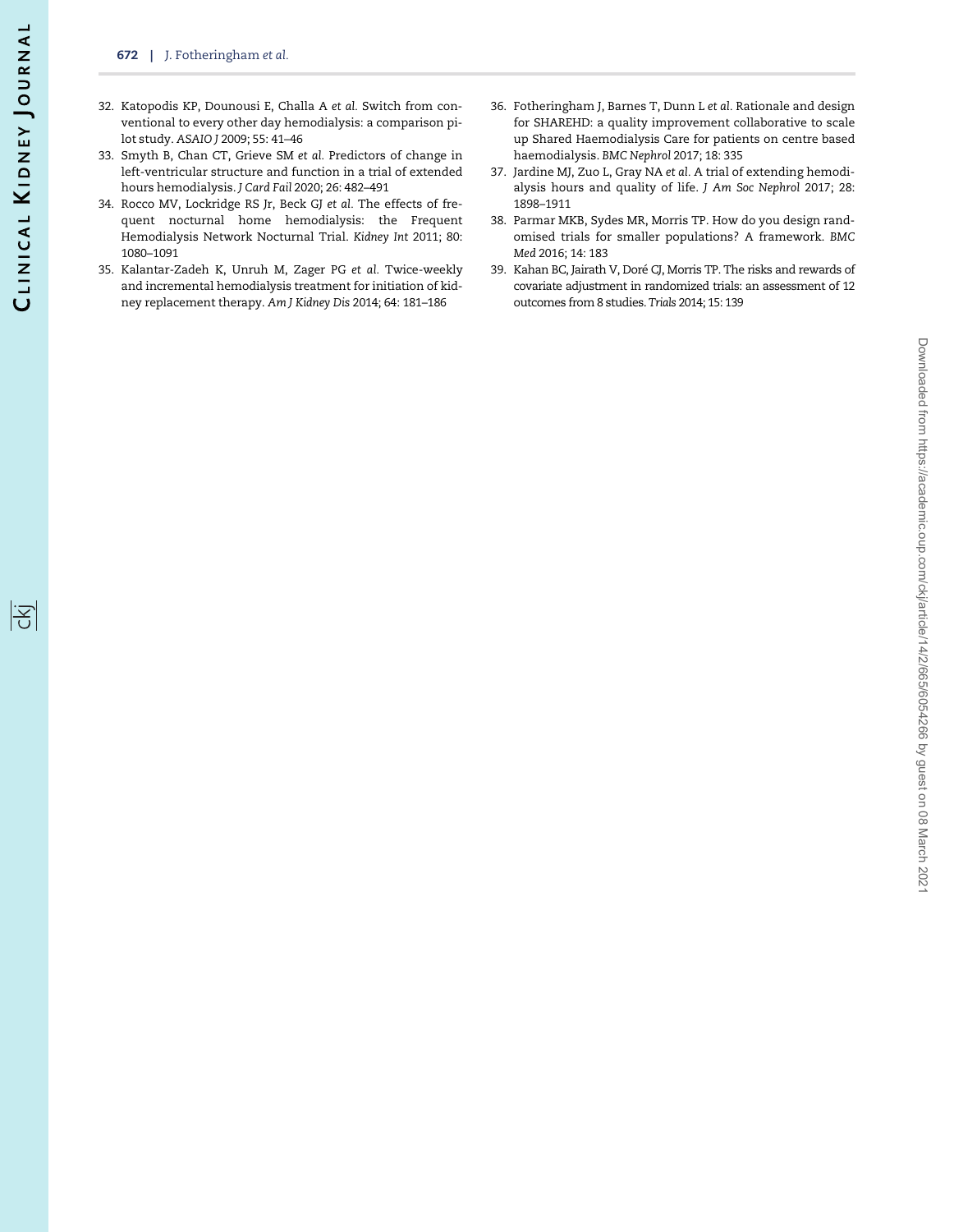32. Katopodis KP, Dounousi E, Challa A *et al.* Switch from conventional to every other day hemodialysis: a comparison pilot study. *ASAIO J* 2009; 55: 41–46
33. Smyth B, Chan CT, Grieve SM *et al.* Predictors of change in left-ventricular structure and function in a trial of extended hours hemodialysis. *J Card Fail* 2020; 26: 482–491
34. Rocco MV, Lockridge RS Jr, Beck GJ *et al.* The effects of frequent nocturnal home hemodialysis: the Frequent Hemodialysis Network Nocturnal Trial. *Kidney Int* 2011; 80: 1080–1091
35. Kalantar-Zadeh K, Unruh M, Zager PG *et al.* Twice-weekly and incremental hemodialysis treatment for initiation of kidney replacement therapy. *Am J Kidney Dis* 2014; 64: 181–186
36. Fotheringham J, Barnes T, Dunn L *et al.* Rationale and design for SHAREHD: a quality improvement collaborative to scale up Shared Haemodialysis Care for patients on centre based haemodialysis. *BMC Nephrol* 2017; 18: 335
37. Jardine MJ, Zuo L, Gray NA *et al.* A trial of extending hemodialysis hours and quality of life. *J Am Soc Nephrol* 2017; 28: 1898–1911
38. Parmar MKB, Sydes MR, Morris TP. How do you design randomised trials for smaller populations? A framework. *BMC Med* 2016; 14: 183
39. Kahan BC, Jairath V, Doré CJ, Morris TP. The risks and rewards of covariate adjustment in randomized trials: an assessment of 12 outcomes from 8 studies. *Trials* 2014; 15: 139